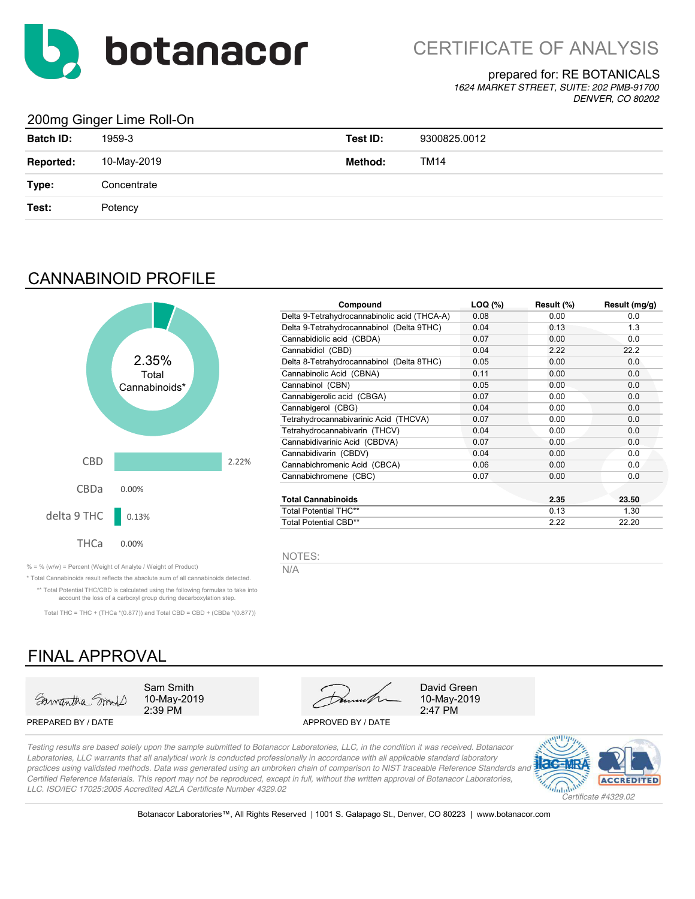# botanacor

## CERTIFICATE OF ANALYSIS

prepared for: RE BOTANICALS
*1624 MARKET STREET, SUITE: 202 PMB-91700*
*DENVER, CO 80202*

## 200mg Ginger Lime Roll-On

| | | | |
|---|---|---|---|
| **Batch ID:** | 1959-3 | **Test ID:** | 9300825.0012 |
| **Reported:** | 10-May-2019 | **Method:** | TM14 |
| **Type:** | Concentrate | | |
| **Test:** | Potency | | |

## CANNABINOID PROFILE

2.35% Total Cannabinoids*

| | |
|---|---|
| CBD | 2.22% |
| CBDa | 0.00% |
| delta 9 THC | 0.13% |
| THCa | 0.00% |

| Compound | LOQ (%) | Result (%) | Result (mg/g) |
|---|---|---|---|
| Delta 9-Tetrahydrocannabinolic acid (THCA-A) | 0.08 | 0.00 | 0.0 |
| Delta 9-Tetrahydrocannabinol (Delta 9THC) | 0.04 | 0.13 | 1.3 |
| Cannabidiolic acid (CBDA) | 0.07 | 0.00 | 0.0 |
| Cannabidiol (CBD) | 0.04 | 2.22 | 22.2 |
| Delta 8-Tetrahydrocannabinol (Delta 8THC) | 0.05 | 0.00 | 0.0 |
| Cannabinolic Acid (CBNA) | 0.11 | 0.00 | 0.0 |
| Cannabinol (CBN) | 0.05 | 0.00 | 0.0 |
| Cannabigerolic acid (CBGA) | 0.07 | 0.00 | 0.0 |
| Cannabigerol (CBG) | 0.04 | 0.00 | 0.0 |
| Tetrahydrocannabivarinic Acid (THCVA) | 0.07 | 0.00 | 0.0 |
| Tetrahydrocannabivarin (THCV) | 0.04 | 0.00 | 0.0 |
| Cannabidivarinic Acid (CBDVA) | 0.07 | 0.00 | 0.0 |
| Cannabidivarin (CBDV) | 0.04 | 0.00 | 0.0 |
| Cannabichromenic Acid (CBCA) | 0.06 | 0.00 | 0.0 |
| Cannabichromene (CBC) | 0.07 | 0.00 | 0.0 |
| **Total Cannabinoids** | | **2.35** | **23.50** |
| Total Potential THC** | | 0.13 | 1.30 |
| Total Potential CBD** | | 2.22 | 22.20 |

% = % (w/w) = Percent (Weight of Analyte / Weight of Product)

* Total Cannabinoids result reflects the absolute sum of all cannabinoids detected.

** Total Potential THC/CBD is calculated using the following formulas to take into account the loss of a carboxyl group during decarboxylation step.

Total THC = THC + (THCa *(0.877)) and Total CBD = CBD + (CBDa *(0.877))

NOTES:

N/A

## FINAL APPROVAL

Sam Smith
10-May-2019
2:39 PM

PREPARED BY / DATE

David Green
10-May-2019
2:47 PM

APPROVED BY / DATE

*Testing results are based solely upon the sample submitted to Botanacor Laboratories, LLC, in the condition it was received. Botanacor Laboratories, LLC warrants that all analytical work is conducted professionally in accordance with all applicable standard laboratory practices using validated methods. Data was generated using an unbroken chain of comparison to NIST traceable Reference Standards and Certified Reference Materials. This report may not be reproduced, except in full, without the written approval of Botanacor Laboratories, LLC. ISO/IEC 17025:2005 Accredited A2LA Certificate Number 4329.02*

*Certificate #4329.02*

Botanacor Laboratories™, All Rights Reserved | 1001 S. Galapago St., Denver, CO 80223 | www.botanacor.com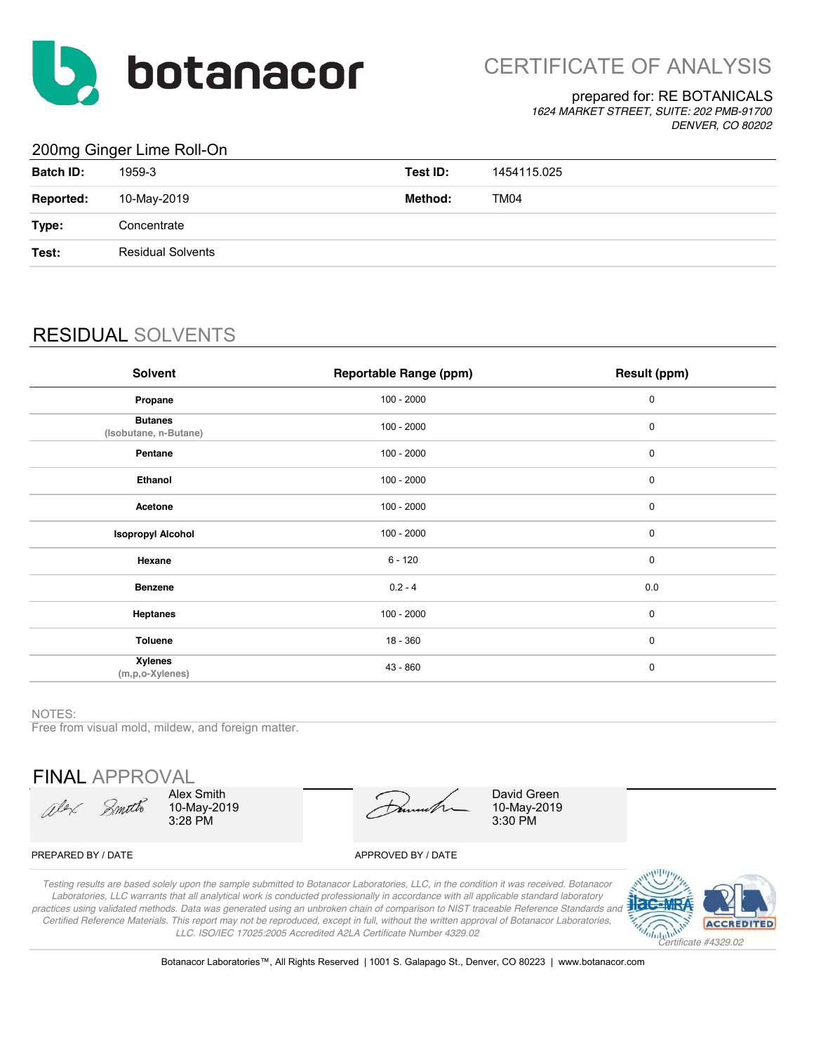# botanacor

## CERTIFICATE OF ANALYSIS

prepared for: RE BOTANICALS
*1624 MARKET STREET, SUITE: 202 PMB-91700*
*DENVER, CO 80202*

### 200mg Ginger Lime Roll-On

| | | | |
|---|---|---|---|
| **Batch ID:** | 1959-3 | **Test ID:** | 1454115.025 |
| **Reported:** | 10-May-2019 | **Method:** | TM04 |
| **Type:** | Concentrate | | |
| **Test:** | Residual Solvents | | |

## RESIDUAL SOLVENTS

| Solvent | Reportable Range (ppm) | Result (ppm) |
|---|---|---|
| **Propane** | 100 - 2000 | 0 |
| **Butanes** (Isobutane, n-Butane) | 100 - 2000 | 0 |
| **Pentane** | 100 - 2000 | 0 |
| **Ethanol** | 100 - 2000 | 0 |
| **Acetone** | 100 - 2000 | 0 |
| **Isopropyl Alcohol** | 100 - 2000 | 0 |
| **Hexane** | 6 - 120 | 0 |
| **Benzene** | 0.2 - 4 | 0.0 |
| **Heptanes** | 100 - 2000 | 0 |
| **Toluene** | 18 - 360 | 0 |
| **Xylenes** (m,p,o-Xylenes) | 43 - 860 | 0 |

NOTES:
Free from visual mold, mildew, and foreign matter.

## FINAL APPROVAL

| PREPARED BY / DATE | APPROVED BY / DATE |
|---|---|
| Alex Smith<br>10-May-2019<br>3:28 PM | David Green<br>10-May-2019<br>3:30 PM |

*Testing results are based solely upon the sample submitted to Botanacor Laboratories, LLC, in the condition it was received. Botanacor Laboratories, LLC warrants that all analytical work is conducted professionally in accordance with all applicable standard laboratory practices using validated methods. Data was generated using an unbroken chain of comparison to NIST traceable Reference Standards and Certified Reference Materials. This report may not be reproduced, except in full, without the written approval of Botanacor Laboratories, LLC. ISO/IEC 17025:2005 Accredited A2LA Certificate Number 4329.02*

*Certificate #4329.02*

Botanacor Laboratories™, All Rights Reserved | 1001 S. Galapago St., Denver, CO 80223 | www.botanacor.com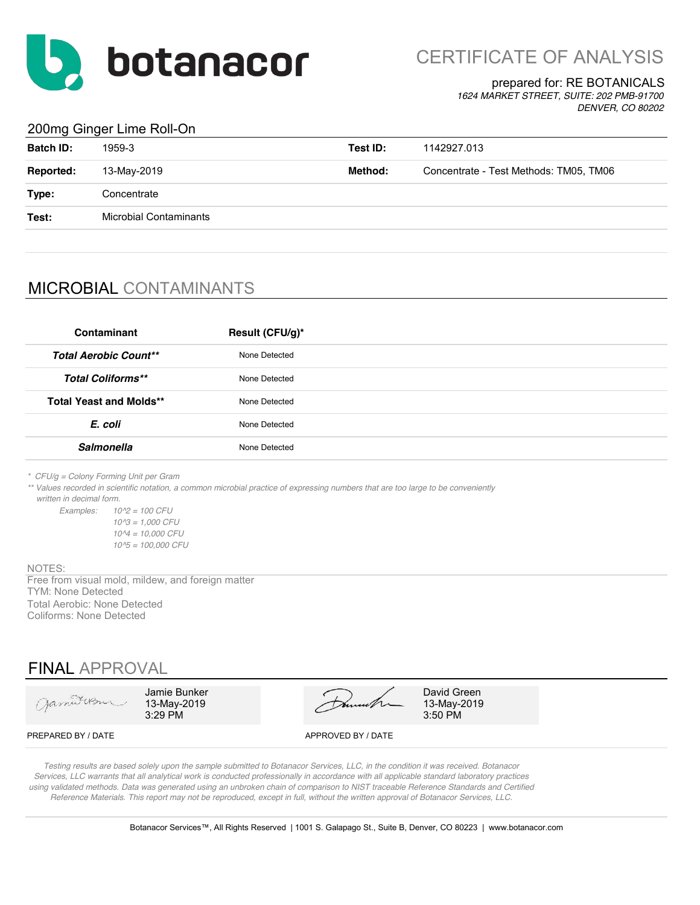botanacor

# CERTIFICATE OF ANALYSIS

prepared for: RE BOTANICALS
*1624 MARKET STREET, SUITE: 202 PMB-91700*
*DENVER, CO 80202*

## 200mg Ginger Lime Roll-On

| | | | |
|---|---|---|---|
| **Batch ID:** | 1959-3 | **Test ID:** | 1142927.013 |
| **Reported:** | 13-May-2019 | **Method:** | Concentrate - Test Methods: TM05, TM06 |
| **Type:** | Concentrate | | |
| **Test:** | Microbial Contaminants | | |

## MICROBIAL CONTAMINANTS

| Contaminant | Result (CFU/g)* |
|---|---|
| ***Total Aerobic Count**** | None Detected |
| ***Total Coliforms**** | None Detected |
| **Total Yeast and Molds**** | None Detected |
| ***E. coli*** | None Detected |
| ***Salmonella*** | None Detected |

*\* CFU/g = Colony Forming Unit per Gram*

*\*\* Values recorded in scientific notation, a common microbial practice of expressing numbers that are too large to be conveniently written in decimal form.*

*Examples:*
*10^2 = 100 CFU*
*10^3 = 1,000 CFU*
*10^4 = 10,000 CFU*
*10^5 = 100,000 CFU*

NOTES:
Free from visual mold, mildew, and foreign matter
TYM: None Detected
Total Aerobic: None Detected
Coliforms: None Detected

## FINAL APPROVAL

| PREPARED BY / DATE | APPROVED BY / DATE |
|---|---|
| Jamie Bunker<br>13-May-2019<br>3:29 PM | David Green<br>13-May-2019<br>3:50 PM |

*Testing results are based solely upon the sample submitted to Botanacor Services, LLC, in the condition it was received. Botanacor Services, LLC warrants that all analytical work is conducted professionally in accordance with all applicable standard laboratory practices using validated methods. Data was generated using an unbroken chain of comparison to NIST traceable Reference Standards and Certified Reference Materials. This report may not be reproduced, except in full, without the written approval of Botanacor Services, LLC.*

Botanacor Services™, All Rights Reserved | 1001 S. Galapago St., Suite B, Denver, CO 80223 | www.botanacor.com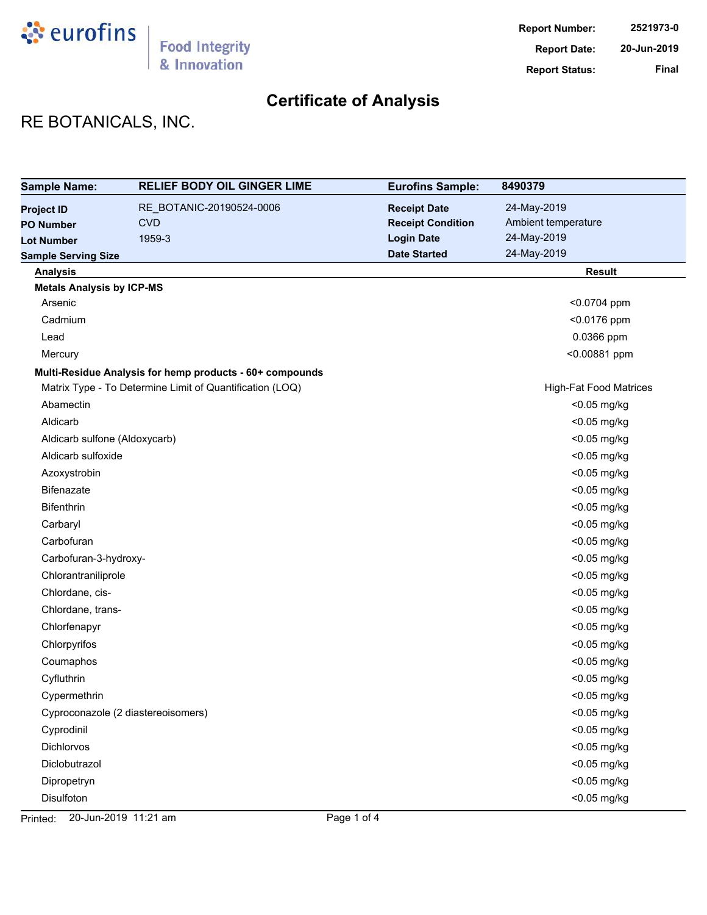Report Number: 2521973-0
Report Date: 20-Jun-2019
Report Status: Final

# Certificate of Analysis

## RE BOTANICALS, INC.

| Sample Name: | RELIEF BODY OIL GINGER LIME | Eurofins Sample: | 8490379 |
|---|---|---|---|
| Project ID | RE_BOTANIC-20190524-0006 | Receipt Date | 24-May-2019 |
| PO Number | CVD | Receipt Condition | Ambient temperature |
| Lot Number | 1959-3 | Login Date | 24-May-2019 |
| Sample Serving Size | | Date Started | 24-May-2019 |

| Analysis | Result |
|---|---|
| **Metals Analysis by ICP-MS** | |
| Arsenic | <0.0704 ppm |
| Cadmium | <0.0176 ppm |
| Lead | 0.0366 ppm |
| Mercury | <0.00881 ppm |
| **Multi-Residue Analysis for hemp products - 60+ compounds** | |
| Matrix Type - To Determine Limit of Quantification (LOQ) | High-Fat Food Matrices |
| Abamectin | <0.05 mg/kg |
| Aldicarb | <0.05 mg/kg |
| Aldicarb sulfone (Aldoxycarb) | <0.05 mg/kg |
| Aldicarb sulfoxide | <0.05 mg/kg |
| Azoxystrobin | <0.05 mg/kg |
| Bifenazate | <0.05 mg/kg |
| Bifenthrin | <0.05 mg/kg |
| Carbaryl | <0.05 mg/kg |
| Carbofuran | <0.05 mg/kg |
| Carbofuran-3-hydroxy- | <0.05 mg/kg |
| Chlorantraniliprole | <0.05 mg/kg |
| Chlordane, cis- | <0.05 mg/kg |
| Chlordane, trans- | <0.05 mg/kg |
| Chlorfenapyr | <0.05 mg/kg |
| Chlorpyrifos | <0.05 mg/kg |
| Coumaphos | <0.05 mg/kg |
| Cyfluthrin | <0.05 mg/kg |
| Cypermethrin | <0.05 mg/kg |
| Cyproconazole (2 diastereoisomers) | <0.05 mg/kg |
| Cyprodinil | <0.05 mg/kg |
| Dichlorvos | <0.05 mg/kg |
| Diclobutrazol | <0.05 mg/kg |
| Dipropetryn | <0.05 mg/kg |
| Disulfoton | <0.05 mg/kg |

Printed: 20-Jun-2019 11:21 am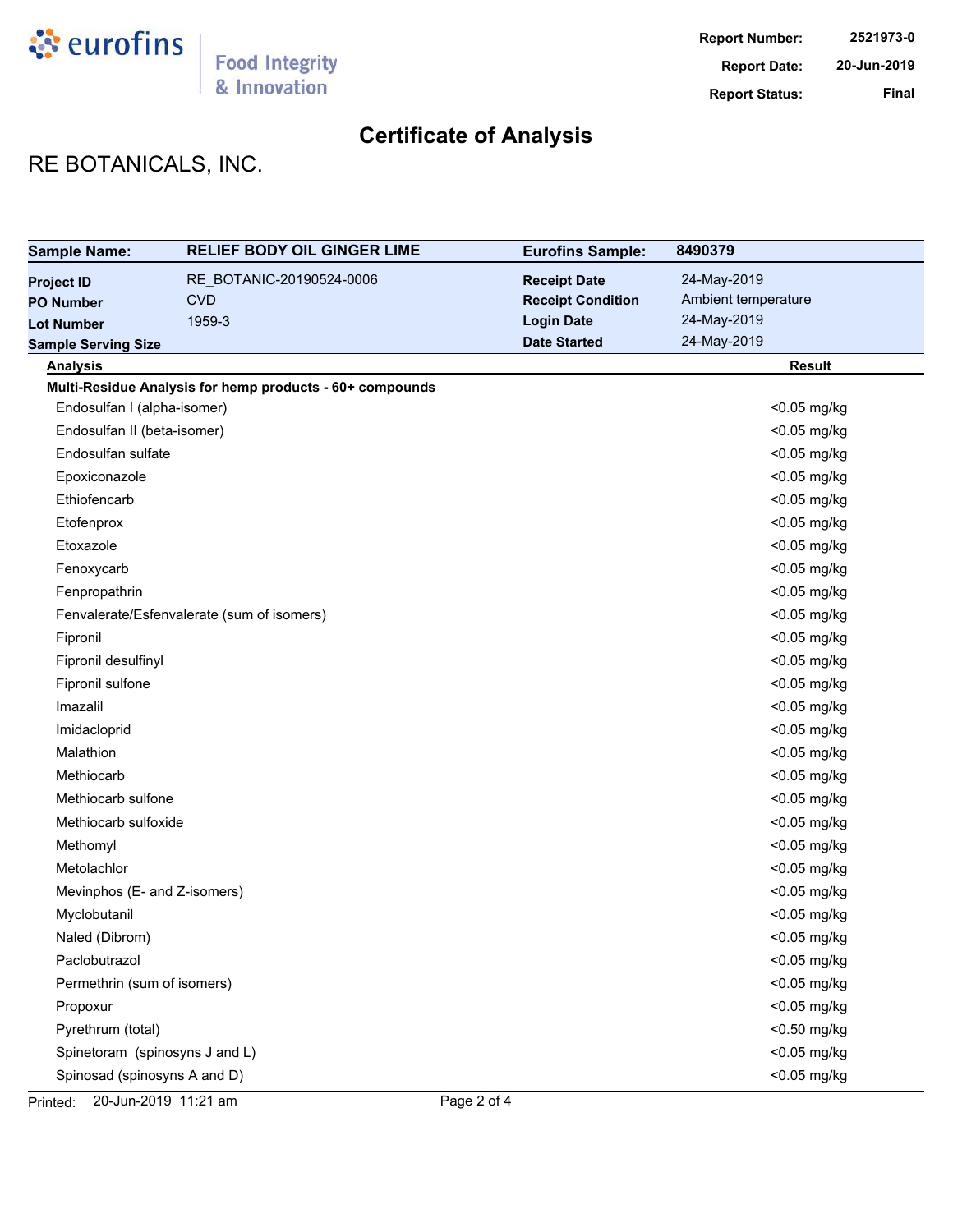# Certificate of Analysis

**Report Number:** 2521973-0
**Report Date:** 20-Jun-2019
**Report Status:** Final

## RE BOTANICALS, INC.

| **Sample Name:** | **RELIEF BODY OIL GINGER LIME** | **Eurofins Sample:** | **8490379** |
|---|---|---|---|
| **Project ID** | RE_BOTANIC-20190524-0006 | **Receipt Date** | 24-May-2019 |
| **PO Number** | CVD | **Receipt Condition** | Ambient temperature |
| **Lot Number** | 1959-3 | **Login Date** | 24-May-2019 |
| **Sample Serving Size** | | **Date Started** | 24-May-2019 |

| Analysis | Result |
|---|---|
| **Multi-Residue Analysis for hemp products - 60+ compounds** | |
| Endosulfan I (alpha-isomer) | <0.05 mg/kg |
| Endosulfan II (beta-isomer) | <0.05 mg/kg |
| Endosulfan sulfate | <0.05 mg/kg |
| Epoxiconazole | <0.05 mg/kg |
| Ethiofencarb | <0.05 mg/kg |
| Etofenprox | <0.05 mg/kg |
| Etoxazole | <0.05 mg/kg |
| Fenoxycarb | <0.05 mg/kg |
| Fenpropathrin | <0.05 mg/kg |
| Fenvalerate/Esfenvalerate (sum of isomers) | <0.05 mg/kg |
| Fipronil | <0.05 mg/kg |
| Fipronil desulfinyl | <0.05 mg/kg |
| Fipronil sulfone | <0.05 mg/kg |
| Imazalil | <0.05 mg/kg |
| Imidacloprid | <0.05 mg/kg |
| Malathion | <0.05 mg/kg |
| Methiocarb | <0.05 mg/kg |
| Methiocarb sulfone | <0.05 mg/kg |
| Methiocarb sulfoxide | <0.05 mg/kg |
| Methomyl | <0.05 mg/kg |
| Metolachlor | <0.05 mg/kg |
| Mevinphos (E- and Z-isomers) | <0.05 mg/kg |
| Myclobutanil | <0.05 mg/kg |
| Naled (Dibrom) | <0.05 mg/kg |
| Paclobutrazol | <0.05 mg/kg |
| Permethrin (sum of isomers) | <0.05 mg/kg |
| Propoxur | <0.05 mg/kg |
| Pyrethrum (total) | <0.50 mg/kg |
| Spinetoram (spinosyns J and L) | <0.05 mg/kg |
| Spinosad (spinosyns A and D) | <0.05 mg/kg |

Printed: 20-Jun-2019 11:21 am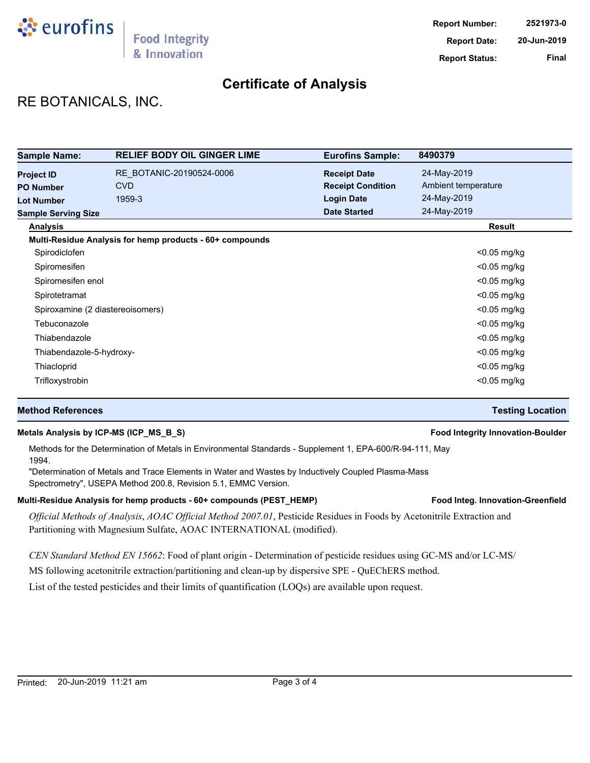Report Number: 2521973-0
Report Date: 20-Jun-2019
Report Status: Final

# Certificate of Analysis

## RE BOTANICALS, INC.

| **Sample Name:** | **RELIEF BODY OIL GINGER LIME** | **Eurofins Sample:** | **8490379** |
|---|---|---|---|
| **Project ID** | RE_BOTANIC-20190524-0006 | **Receipt Date** | 24-May-2019 |
| **PO Number** | CVD | **Receipt Condition** | Ambient temperature |
| **Lot Number** | 1959-3 | **Login Date** | 24-May-2019 |
| **Sample Serving Size** | | **Date Started** | 24-May-2019 |

| **Analysis** | **Result** |
|---|---|
| **Multi-Residue Analysis for hemp products - 60+ compounds** | |
| Spirodiclofen | <0.05 mg/kg |
| Spiromesifen | <0.05 mg/kg |
| Spiromesifen enol | <0.05 mg/kg |
| Spirotetramat | <0.05 mg/kg |
| Spiroxamine (2 diastereoisomers) | <0.05 mg/kg |
| Tebuconazole | <0.05 mg/kg |
| Thiabendazole | <0.05 mg/kg |
| Thiabendazole-5-hydroxy- | <0.05 mg/kg |
| Thiacloprid | <0.05 mg/kg |
| Trifloxystrobin | <0.05 mg/kg |

| **Method References** | **Testing Location** |
|---|---|

**Metals Analysis by ICP-MS (ICP_MS_B_S)** — **Food Integrity Innovation-Boulder**

Methods for the Determination of Metals in Environmental Standards - Supplement 1, EPA-600/R-94-111, May 1994.

"Determination of Metals and Trace Elements in Water and Wastes by Inductively Coupled Plasma-Mass Spectrometry", USEPA Method 200.8, Revision 5.1, EMMC Version.

**Multi-Residue Analysis for hemp products - 60+ compounds (PEST_HEMP)** — **Food Integ. Innovation-Greenfield**

*Official Methods of Analysis*, *AOAC Official Method 2007.01*, Pesticide Residues in Foods by Acetonitrile Extraction and Partitioning with Magnesium Sulfate, AOAC INTERNATIONAL (modified).

*CEN Standard Method EN 15662*: Food of plant origin - Determination of pesticide residues using GC-MS and/or LC-MS/MS following acetonitrile extraction/partitioning and clean-up by dispersive SPE - QuEChERS method.

List of the tested pesticides and their limits of quantification (LOQs) are available upon request.

Printed: 20-Jun-2019 11:21 am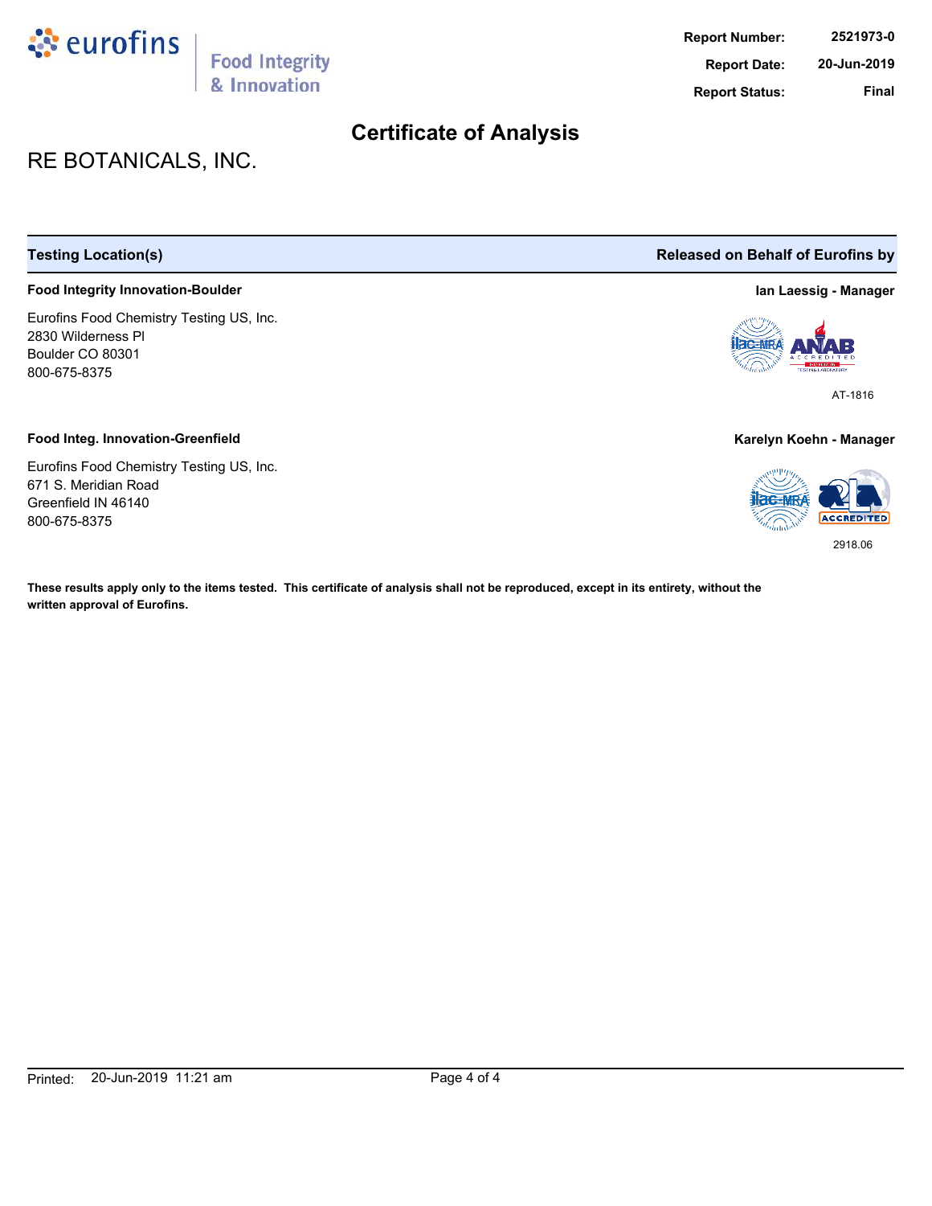Report Number: 2521973-0
Report Date: 20-Jun-2019
Report Status: Final

# Certificate of Analysis

## RE BOTANICALS, INC.

| Testing Location(s) | Released on Behalf of Eurofins by |
|---|---|
| **Food Integrity Innovation-Boulder**<br>Eurofins Food Chemistry Testing US, Inc.<br>2830 Wilderness Pl<br>Boulder CO 80301<br>800-675-8375 | **Ian Laessig - Manager**<br>AT-1816 |
| **Food Integ. Innovation-Greenfield**<br>Eurofins Food Chemistry Testing US, Inc.<br>671 S. Meridian Road<br>Greenfield IN 46140<br>800-675-8375 | **Karelyn Koehn - Manager**<br>2918.06 |

**These results apply only to the items tested. This certificate of analysis shall not be reproduced, except in its entirety, without the written approval of Eurofins.**

Printed: 20-Jun-2019 11:21 am